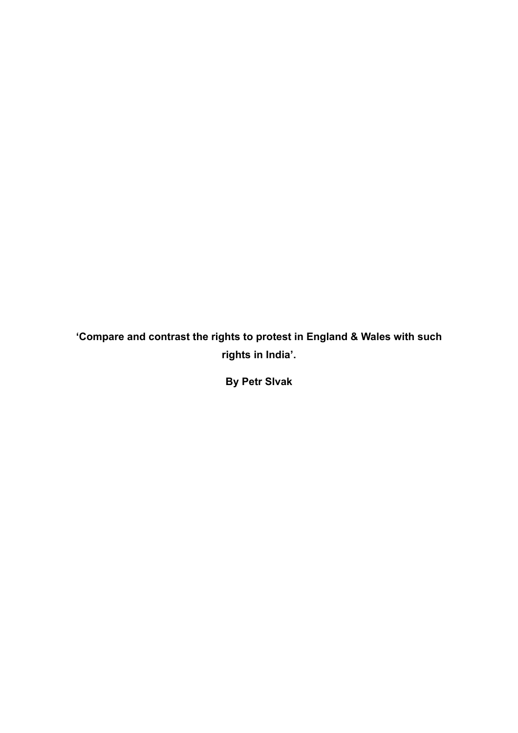**‘Compare and contrast the rights to protest in England & Wales with such rights in India’.**

**By Petr Slvak**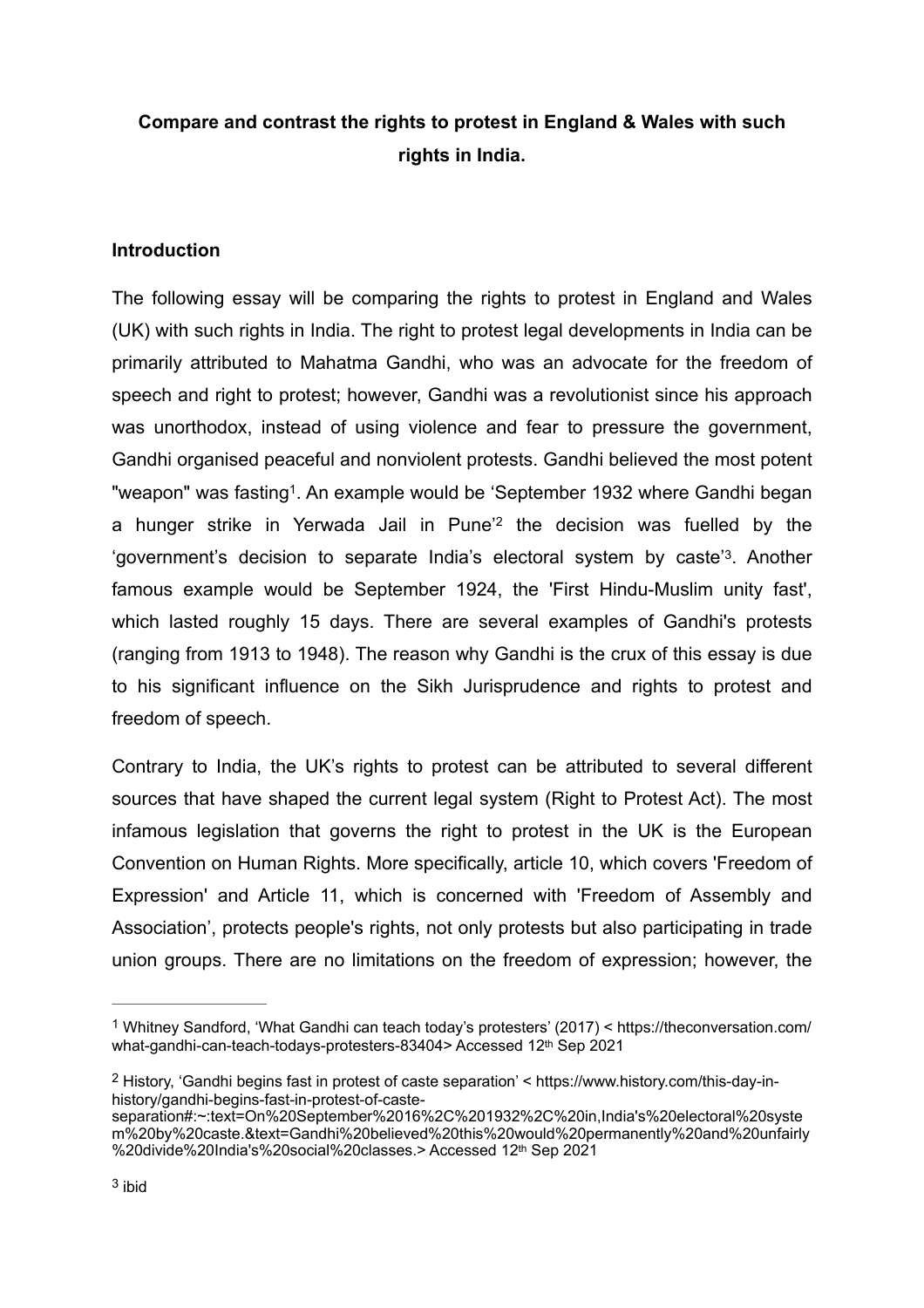**Compare and contrast the rights to protest in England & Wales with such rights in India.**

**Introduction**

The following essay will be comparing the rights to protest in England and Wales (UK) with such rights in India. The right to protest legal developments in India can be primarily attributed to Mahatma Gandhi, who was an advocate for the freedom of speech and right to protest; however, Gandhi was a revolutionist since his approach was unorthodox, instead of using violence and fear to pressure the government, Gandhi organised peaceful and nonviolent protests. Gandhi believed the most potent "weapon" was fasting[1]. An example would be 'September 1932 where Gandhi began a hunger strike in Yerwada Jail in Pune'[2] the decision was fuelled by the 'government's decision to separate India's electoral system by caste'[3]. Another famous example would be September 1924, the 'First Hindu-Muslim unity fast', which lasted roughly 15 days. There are several examples of Gandhi's protests (ranging from 1913 to 1948). The reason why Gandhi is the crux of this essay is due to his significant influence on the Sikh Jurisprudence and rights to protest and freedom of speech.

Contrary to India, the UK's rights to protest can be attributed to several different sources that have shaped the current legal system (Right to Protest Act). The most infamous legislation that governs the right to protest in the UK is the European Convention on Human Rights. More specifically, article 10, which covers 'Freedom of Expression' and Article 11, which is concerned with 'Freedom of Assembly and Association', protects people's rights, not only protests but also participating in trade union groups. There are no limitations on the freedom of expression; however, the

---

[1] Whitney Sandford, 'What Gandhi can teach today's protesters' (2017) < https://theconversation.com/what-gandhi-can-teach-todays-protesters-83404> Accessed 12th Sep 2021

[2] History, 'Gandhi begins fast in protest of caste separation' < https://www.history.com/this-day-in-history/gandhi-begins-fast-in-protest-of-caste-separation#:~:text=On%20September%2016%2C%201932%2C%20in,India's%20electoral%20system%20by%20caste.&text=Gandhi%20believed%20this%20would%20permanently%20and%20unfairly%20divide%20India's%20social%20classes.> Accessed 12th Sep 2021

[3] ibid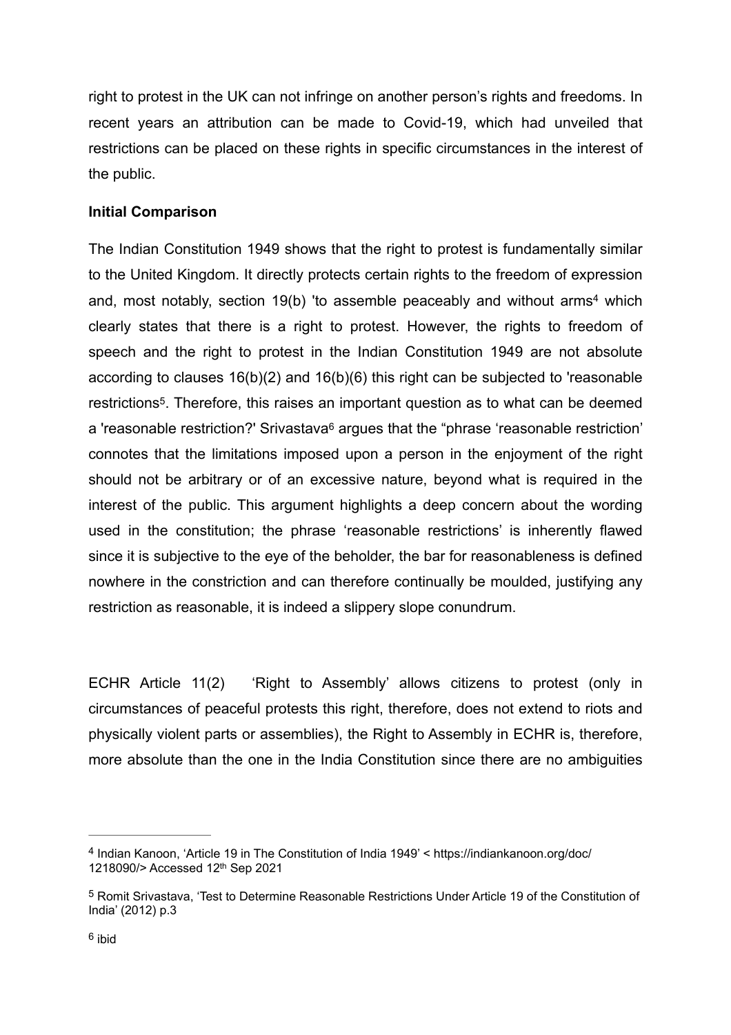right to protest in the UK can not infringe on another person's rights and freedoms. In recent years an attribution can be made to Covid-19, which had unveiled that restrictions can be placed on these rights in specific circumstances in the interest of the public.

**Initial Comparison**

The Indian Constitution 1949 shows that the right to protest is fundamentally similar to the United Kingdom. It directly protects certain rights to the freedom of expression and, most notably, section 19(b) 'to assemble peaceably and without arms[4] which clearly states that there is a right to protest. However, the rights to freedom of speech and the right to protest in the Indian Constitution 1949 are not absolute according to clauses 16(b)(2) and 16(b)(6) this right can be subjected to 'reasonable restrictions[5]. Therefore, this raises an important question as to what can be deemed a 'reasonable restriction?' Srivastava[6] argues that the "phrase 'reasonable restriction' connotes that the limitations imposed upon a person in the enjoyment of the right should not be arbitrary or of an excessive nature, beyond what is required in the interest of the public. This argument highlights a deep concern about the wording used in the constitution; the phrase 'reasonable restrictions' is inherently flawed since it is subjective to the eye of the beholder, the bar for reasonableness is defined nowhere in the constriction and can therefore continually be moulded, justifying any restriction as reasonable, it is indeed a slippery slope conundrum.

ECHR Article 11(2) 'Right to Assembly' allows citizens to protest (only in circumstances of peaceful protests this right, therefore, does not extend to riots and physically violent parts or assemblies), the Right to Assembly in ECHR is, therefore, more absolute than the one in the India Constitution since there are no ambiguities

---

[4] Indian Kanoon, 'Article 19 in The Constitution of India 1949' < https://indiankanoon.org/doc/1218090/> Accessed 12th Sep 2021

[5] Romit Srivastava, 'Test to Determine Reasonable Restrictions Under Article 19 of the Constitution of India' (2012) p.3

[6] ibid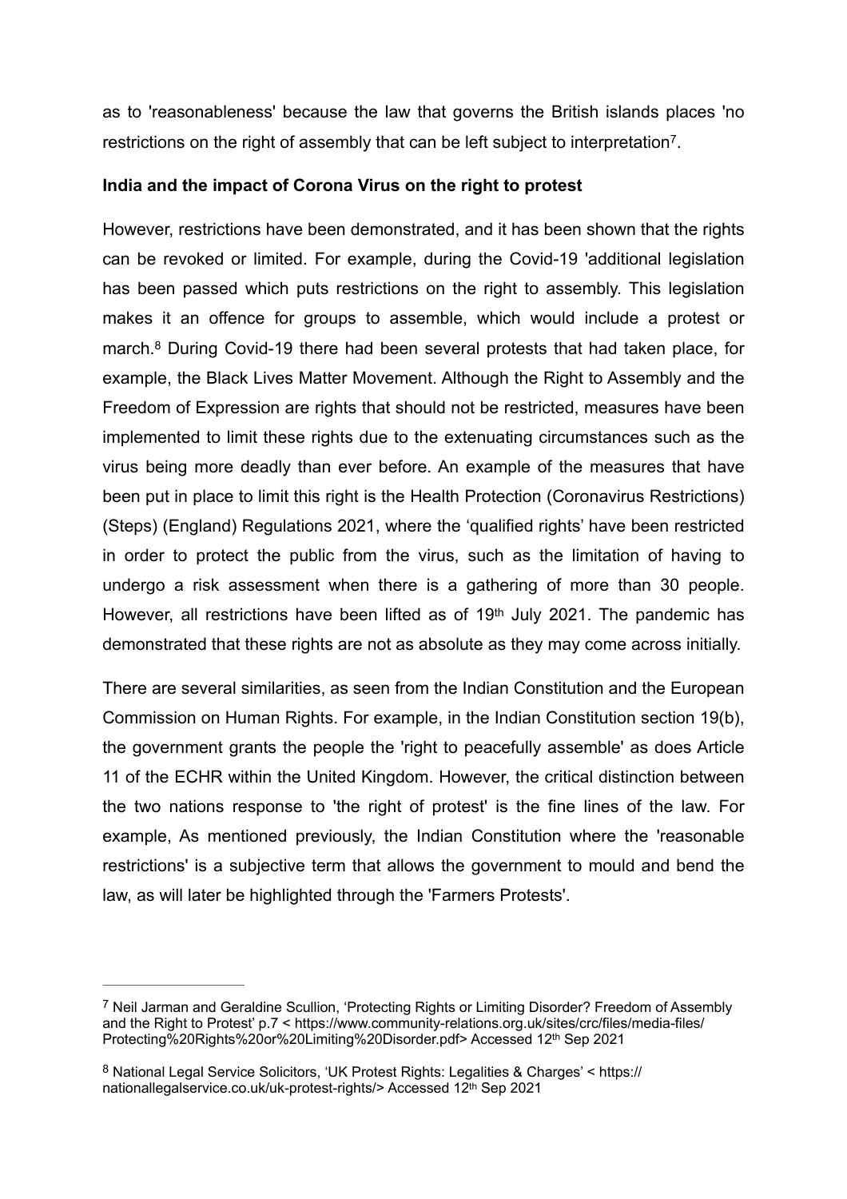as to 'reasonableness' because the law that governs the British islands places 'no restrictions on the right of assembly that can be left subject to interpretation[7].

**India and the impact of Corona Virus on the right to protest**

However, restrictions have been demonstrated, and it has been shown that the rights can be revoked or limited. For example, during the Covid-19 'additional legislation has been passed which puts restrictions on the right to assembly. This legislation makes it an offence for groups to assemble, which would include a protest or march.[8] During Covid-19 there had been several protests that had taken place, for example, the Black Lives Matter Movement. Although the Right to Assembly and the Freedom of Expression are rights that should not be restricted, measures have been implemented to limit these rights due to the extenuating circumstances such as the virus being more deadly than ever before. An example of the measures that have been put in place to limit this right is the Health Protection (Coronavirus Restrictions) (Steps) (England) Regulations 2021, where the 'qualified rights' have been restricted in order to protect the public from the virus, such as the limitation of having to undergo a risk assessment when there is a gathering of more than 30 people. However, all restrictions have been lifted as of 19th July 2021. The pandemic has demonstrated that these rights are not as absolute as they may come across initially.

There are several similarities, as seen from the Indian Constitution and the European Commission on Human Rights. For example, in the Indian Constitution section 19(b), the government grants the people the 'right to peacefully assemble' as does Article 11 of the ECHR within the United Kingdom. However, the critical distinction between the two nations response to 'the right of protest' is the fine lines of the law. For example, As mentioned previously, the Indian Constitution where the 'reasonable restrictions' is a subjective term that allows the government to mould and bend the law, as will later be highlighted through the 'Farmers Protests'.

---

[7] Neil Jarman and Geraldine Scullion, 'Protecting Rights or Limiting Disorder? Freedom of Assembly and the Right to Protest' p.7 < https://www.community-relations.org.uk/sites/crc/files/media-files/Protecting%20Rights%20or%20Limiting%20Disorder.pdf> Accessed 12th Sep 2021

[8] National Legal Service Solicitors, 'UK Protest Rights: Legalities & Charges' < https://nationallegalservice.co.uk/uk-protest-rights/> Accessed 12th Sep 2021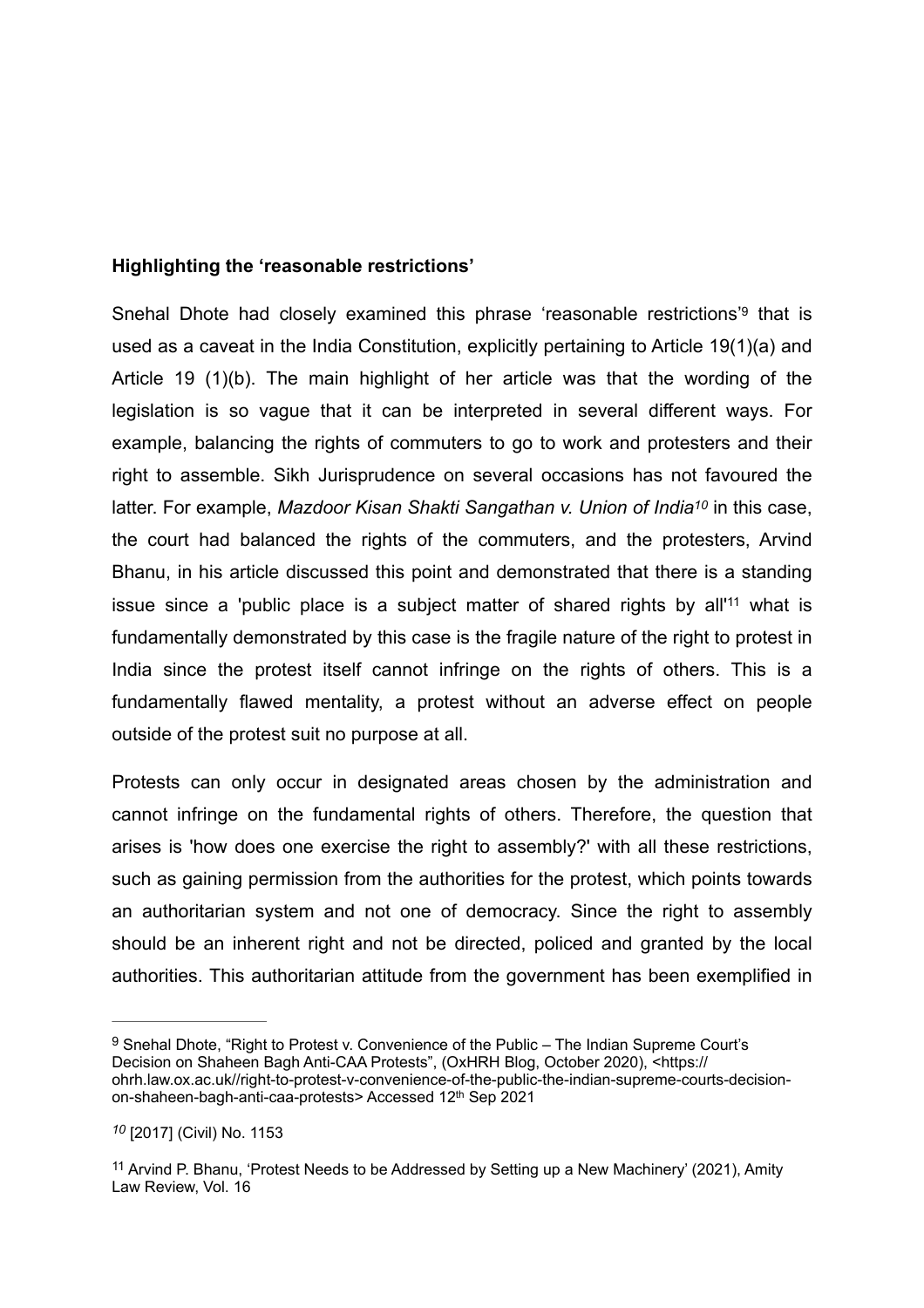**Highlighting the 'reasonable restrictions'**

Snehal Dhote had closely examined this phrase 'reasonable restrictions'[9] that is used as a caveat in the India Constitution, explicitly pertaining to Article 19(1)(a) and Article 19 (1)(b). The main highlight of her article was that the wording of the legislation is so vague that it can be interpreted in several different ways. For example, balancing the rights of commuters to go to work and protesters and their right to assemble. Sikh Jurisprudence on several occasions has not favoured the latter. For example, *Mazdoor Kisan Shakti Sangathan v. Union of India*[10] in this case, the court had balanced the rights of the commuters, and the protesters, Arvind Bhanu, in his article discussed this point and demonstrated that there is a standing issue since a 'public place is a subject matter of shared rights by all'[11] what is fundamentally demonstrated by this case is the fragile nature of the right to protest in India since the protest itself cannot infringe on the rights of others. This is a fundamentally flawed mentality, a protest without an adverse effect on people outside of the protest suit no purpose at all.

Protests can only occur in designated areas chosen by the administration and cannot infringe on the fundamental rights of others. Therefore, the question that arises is 'how does one exercise the right to assembly?' with all these restrictions, such as gaining permission from the authorities for the protest, which points towards an authoritarian system and not one of democracy. Since the right to assembly should be an inherent right and not be directed, policed and granted by the local authorities. This authoritarian attitude from the government has been exemplified in

---

[9] Snehal Dhote, "Right to Protest v. Convenience of the Public – The Indian Supreme Court's Decision on Shaheen Bagh Anti-CAA Protests", (OxHRH Blog, October 2020), <https://ohrh.law.ox.ac.uk//right-to-protest-v-convenience-of-the-public-the-indian-supreme-courts-decision-on-shaheen-bagh-anti-caa-protests> Accessed 12th Sep 2021

[10] [2017] (Civil) No. 1153

[11] Arvind P. Bhanu, 'Protest Needs to be Addressed by Setting up a New Machinery' (2021), Amity Law Review, Vol. 16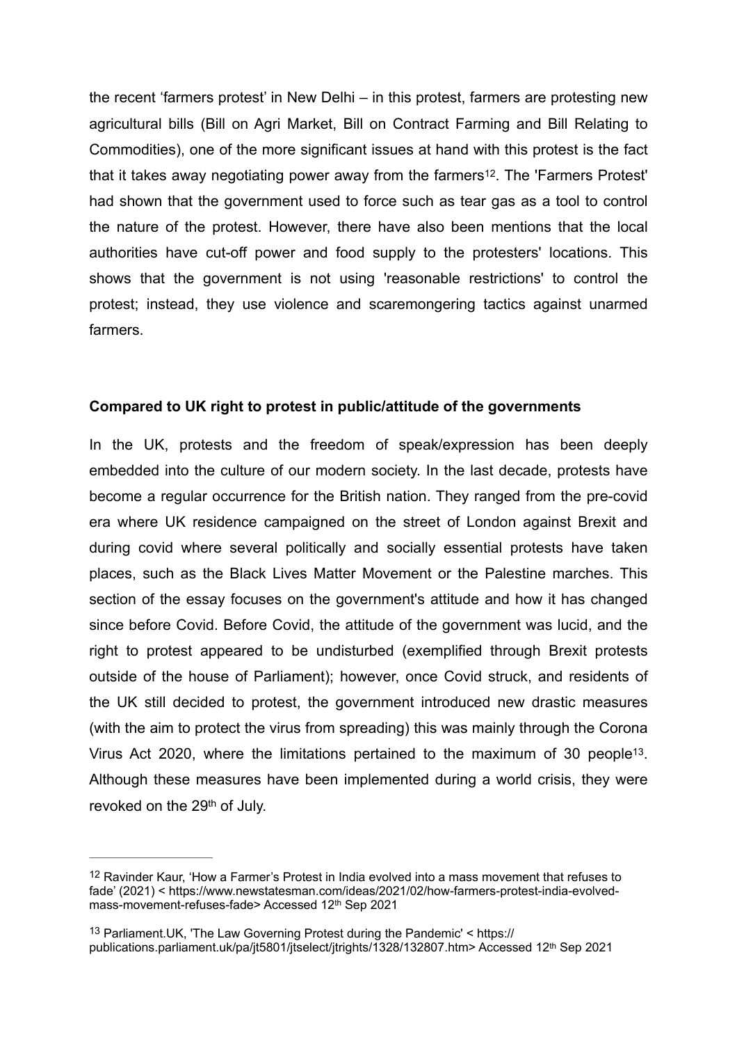the recent 'farmers protest' in New Delhi – in this protest, farmers are protesting new agricultural bills (Bill on Agri Market, Bill on Contract Farming and Bill Relating to Commodities), one of the more significant issues at hand with this protest is the fact that it takes away negotiating power away from the farmers[12]. The 'Farmers Protest' had shown that the government used to force such as tear gas as a tool to control the nature of the protest. However, there have also been mentions that the local authorities have cut-off power and food supply to the protesters' locations. This shows that the government is not using 'reasonable restrictions' to control the protest; instead, they use violence and scaremongering tactics against unarmed farmers.

**Compared to UK right to protest in public/attitude of the governments**

In the UK, protests and the freedom of speak/expression has been deeply embedded into the culture of our modern society. In the last decade, protests have become a regular occurrence for the British nation. They ranged from the pre-covid era where UK residence campaigned on the street of London against Brexit and during covid where several politically and socially essential protests have taken places, such as the Black Lives Matter Movement or the Palestine marches. This section of the essay focuses on the government's attitude and how it has changed since before Covid. Before Covid, the attitude of the government was lucid, and the right to protest appeared to be undisturbed (exemplified through Brexit protests outside of the house of Parliament); however, once Covid struck, and residents of the UK still decided to protest, the government introduced new drastic measures (with the aim to protect the virus from spreading) this was mainly through the Corona Virus Act 2020, where the limitations pertained to the maximum of 30 people[13]. Although these measures have been implemented during a world crisis, they were revoked on the 29th of July.

---

[12] Ravinder Kaur, 'How a Farmer's Protest in India evolved into a mass movement that refuses to fade' (2021) < https://www.newstatesman.com/ideas/2021/02/how-farmers-protest-india-evolved-mass-movement-refuses-fade> Accessed 12th Sep 2021

[13] Parliament.UK, 'The Law Governing Protest during the Pandemic' < https://publications.parliament.uk/pa/jt5801/jtselect/jtrights/1328/132807.htm> Accessed 12th Sep 2021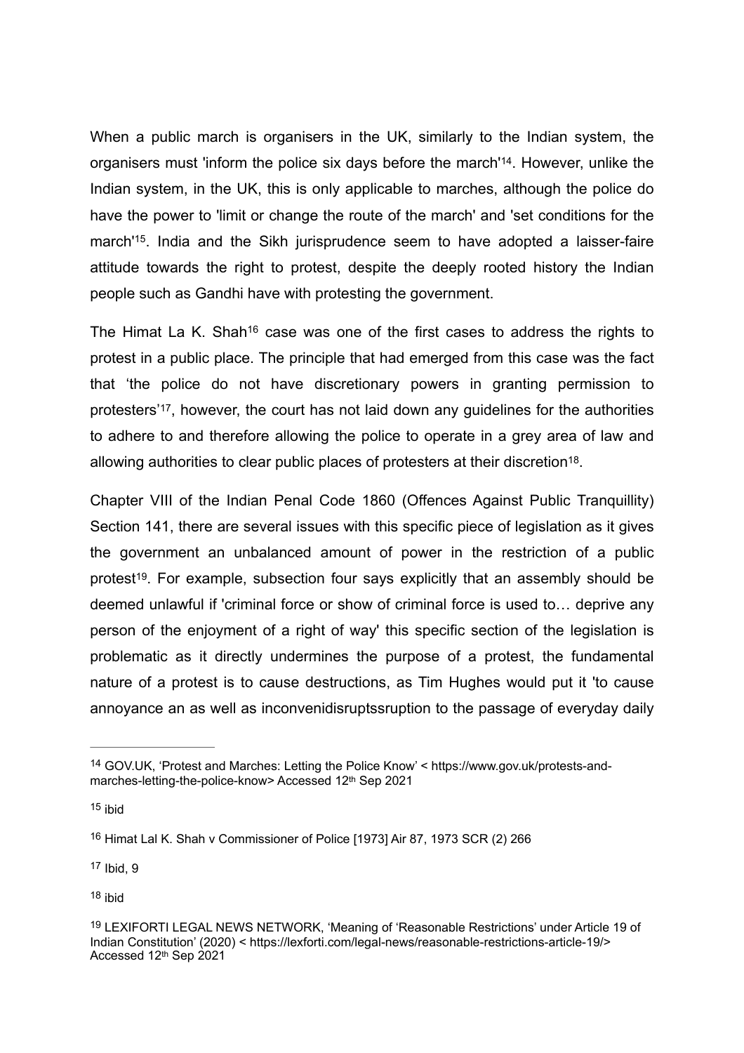When a public march is organisers in the UK, similarly to the Indian system, the organisers must 'inform the police six days before the march'[14]. However, unlike the Indian system, in the UK, this is only applicable to marches, although the police do have the power to 'limit or change the route of the march' and 'set conditions for the march'[15]. India and the Sikh jurisprudence seem to have adopted a laisser-faire attitude towards the right to protest, despite the deeply rooted history the Indian people such as Gandhi have with protesting the government.

The Himat La K. Shah[16] case was one of the first cases to address the rights to protest in a public place. The principle that had emerged from this case was the fact that 'the police do not have discretionary powers in granting permission to protesters'[17], however, the court has not laid down any guidelines for the authorities to adhere to and therefore allowing the police to operate in a grey area of law and allowing authorities to clear public places of protesters at their discretion[18].

Chapter VIII of the Indian Penal Code 1860 (Offences Against Public Tranquillity) Section 141, there are several issues with this specific piece of legislation as it gives the government an unbalanced amount of power in the restriction of a public protest[19]. For example, subsection four says explicitly that an assembly should be deemed unlawful if 'criminal force or show of criminal force is used to… deprive any person of the enjoyment of a right of way' this specific section of the legislation is problematic as it directly undermines the purpose of a protest, the fundamental nature of a protest is to cause destructions, as Tim Hughes would put it 'to cause annoyance an as well as inconvenidisruptssruption to the passage of everyday daily

---

[14] GOV.UK, 'Protest and Marches: Letting the Police Know' < https://www.gov.uk/protests-and-marches-letting-the-police-know> Accessed 12th Sep 2021

[15] ibid

[16] Himat Lal K. Shah v Commissioner of Police [1973] Air 87, 1973 SCR (2) 266

[17] Ibid, 9

[18] ibid

[19] LEXIFORTI LEGAL NEWS NETWORK, 'Meaning of 'Reasonable Restrictions' under Article 19 of Indian Constitution' (2020) < https://lexforti.com/legal-news/reasonable-restrictions-article-19/> Accessed 12th Sep 2021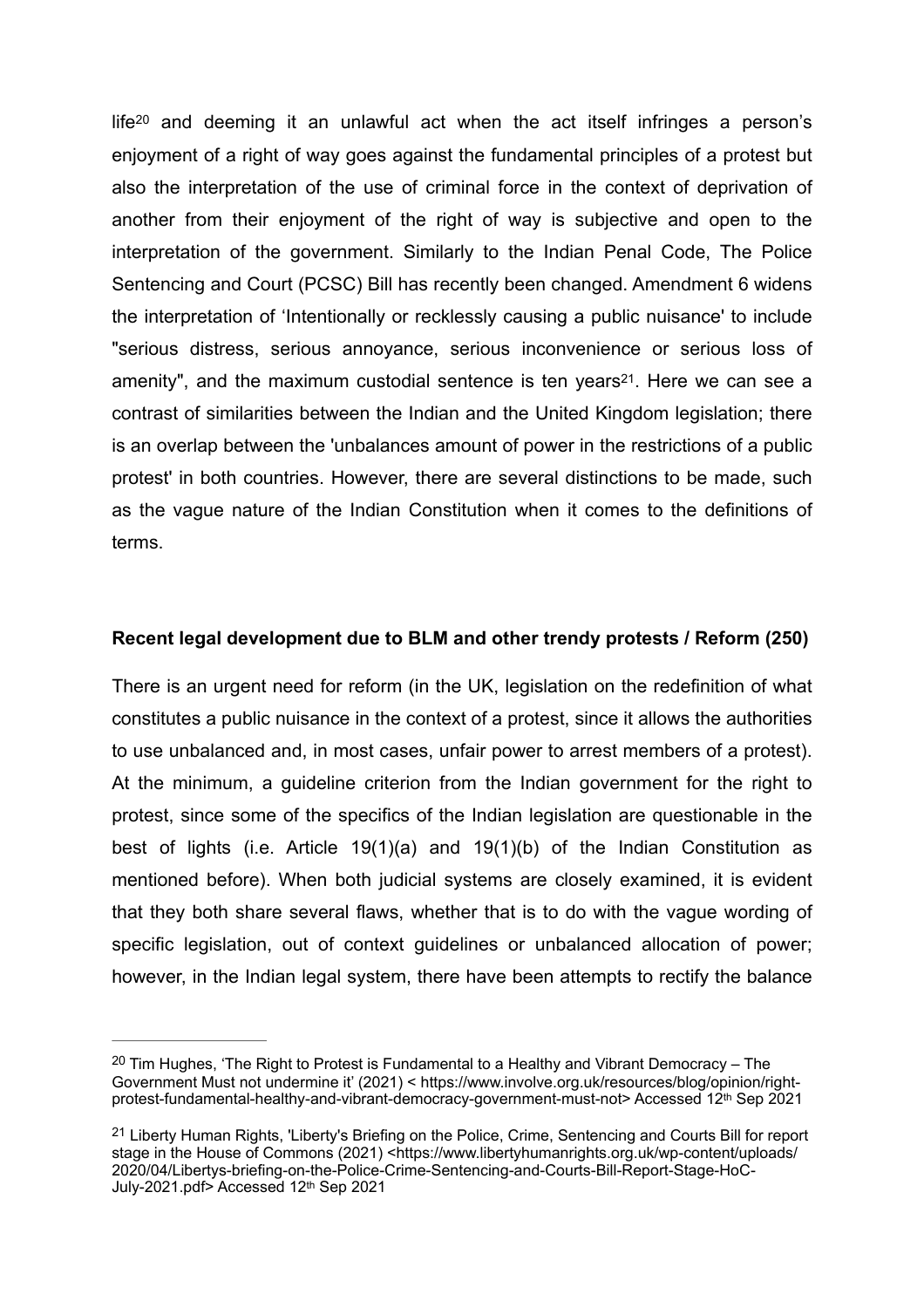life[20] and deeming it an unlawful act when the act itself infringes a person's enjoyment of a right of way goes against the fundamental principles of a protest but also the interpretation of the use of criminal force in the context of deprivation of another from their enjoyment of the right of way is subjective and open to the interpretation of the government. Similarly to the Indian Penal Code, The Police Sentencing and Court (PCSC) Bill has recently been changed. Amendment 6 widens the interpretation of 'Intentionally or recklessly causing a public nuisance' to include "serious distress, serious annoyance, serious inconvenience or serious loss of amenity", and the maximum custodial sentence is ten years[21]. Here we can see a contrast of similarities between the Indian and the United Kingdom legislation; there is an overlap between the 'unbalances amount of power in the restrictions of a public protest' in both countries. However, there are several distinctions to be made, such as the vague nature of the Indian Constitution when it comes to the definitions of terms.

**Recent legal development due to BLM and other trendy protests / Reform (250)**

There is an urgent need for reform (in the UK, legislation on the redefinition of what constitutes a public nuisance in the context of a protest, since it allows the authorities to use unbalanced and, in most cases, unfair power to arrest members of a protest). At the minimum, a guideline criterion from the Indian government for the right to protest, since some of the specifics of the Indian legislation are questionable in the best of lights (i.e. Article 19(1)(a) and 19(1)(b) of the Indian Constitution as mentioned before). When both judicial systems are closely examined, it is evident that they both share several flaws, whether that is to do with the vague wording of specific legislation, out of context guidelines or unbalanced allocation of power; however, in the Indian legal system, there have been attempts to rectify the balance

---

[20] Tim Hughes, 'The Right to Protest is Fundamental to a Healthy and Vibrant Democracy – The Government Must not undermine it' (2021) < https://www.involve.org.uk/resources/blog/opinion/right-protest-fundamental-healthy-and-vibrant-democracy-government-must-not> Accessed 12th Sep 2021

[21] Liberty Human Rights, 'Liberty's Briefing on the Police, Crime, Sentencing and Courts Bill for report stage in the House of Commons (2021) <https://www.libertyhumanrights.org.uk/wp-content/uploads/2020/04/Libertys-briefing-on-the-Police-Crime-Sentencing-and-Courts-Bill-Report-Stage-HoC-July-2021.pdf> Accessed 12th Sep 2021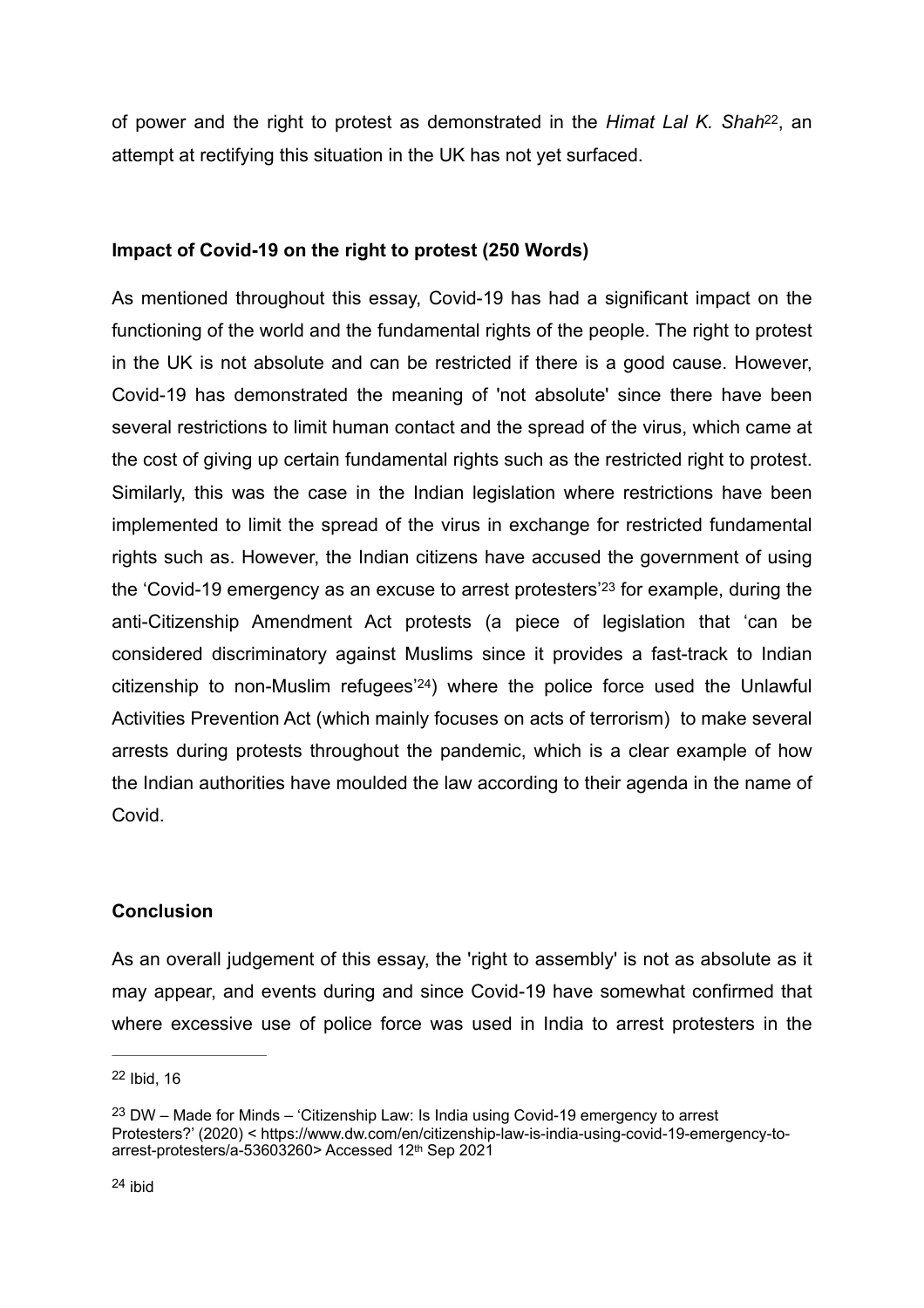of power and the right to protest as demonstrated in the *Himat Lal K. Shah*[22], an attempt at rectifying this situation in the UK has not yet surfaced.

**Impact of Covid-19 on the right to protest (250 Words)**

As mentioned throughout this essay, Covid-19 has had a significant impact on the functioning of the world and the fundamental rights of the people. The right to protest in the UK is not absolute and can be restricted if there is a good cause. However, Covid-19 has demonstrated the meaning of 'not absolute' since there have been several restrictions to limit human contact and the spread of the virus, which came at the cost of giving up certain fundamental rights such as the restricted right to protest. Similarly, this was the case in the Indian legislation where restrictions have been implemented to limit the spread of the virus in exchange for restricted fundamental rights such as. However, the Indian citizens have accused the government of using the 'Covid-19 emergency as an excuse to arrest protesters'[23] for example, during the anti-Citizenship Amendment Act protests (a piece of legislation that 'can be considered discriminatory against Muslims since it provides a fast-track to Indian citizenship to non-Muslim refugees'[24]) where the police force used the Unlawful Activities Prevention Act (which mainly focuses on acts of terrorism) to make several arrests during protests throughout the pandemic, which is a clear example of how the Indian authorities have moulded the law according to their agenda in the name of Covid.

**Conclusion**

As an overall judgement of this essay, the 'right to assembly' is not as absolute as it may appear, and events during and since Covid-19 have somewhat confirmed that where excessive use of police force was used in India to arrest protesters in the

---

[22] Ibid, 16

[23] DW – Made for Minds – 'Citizenship Law: Is India using Covid-19 emergency to arrest Protesters?' (2020) < https://www.dw.com/en/citizenship-law-is-india-using-covid-19-emergency-to-arrest-protesters/a-53603260> Accessed 12th Sep 2021

[24] ibid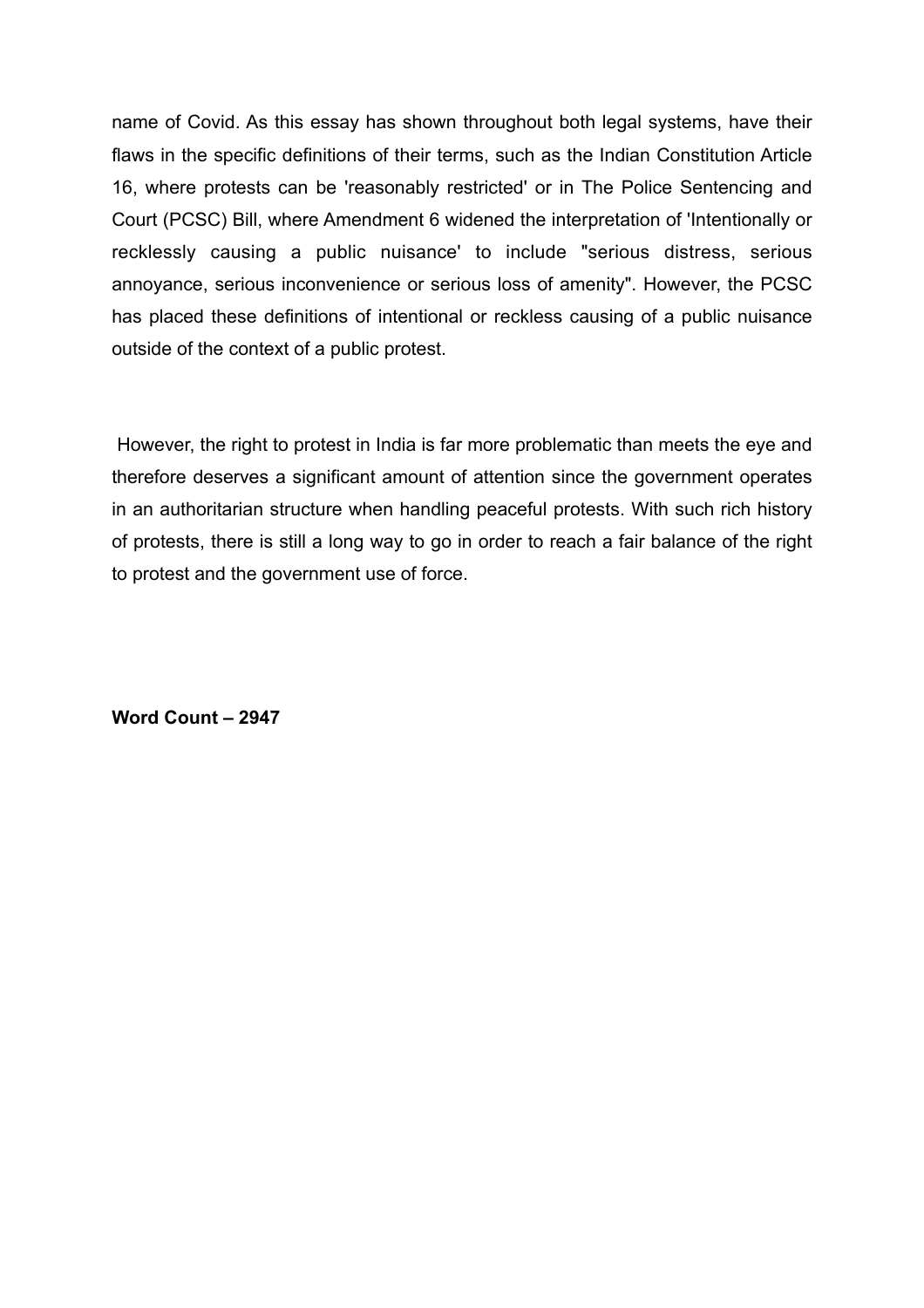name of Covid. As this essay has shown throughout both legal systems, have their flaws in the specific definitions of their terms, such as the Indian Constitution Article 16, where protests can be 'reasonably restricted' or in The Police Sentencing and Court (PCSC) Bill, where Amendment 6 widened the interpretation of 'Intentionally or recklessly causing a public nuisance' to include "serious distress, serious annoyance, serious inconvenience or serious loss of amenity". However, the PCSC has placed these definitions of intentional or reckless causing of a public nuisance outside of the context of a public protest.

However, the right to protest in India is far more problematic than meets the eye and therefore deserves a significant amount of attention since the government operates in an authoritarian structure when handling peaceful protests. With such rich history of protests, there is still a long way to go in order to reach a fair balance of the right to protest and the government use of force.

**Word Count – 2947**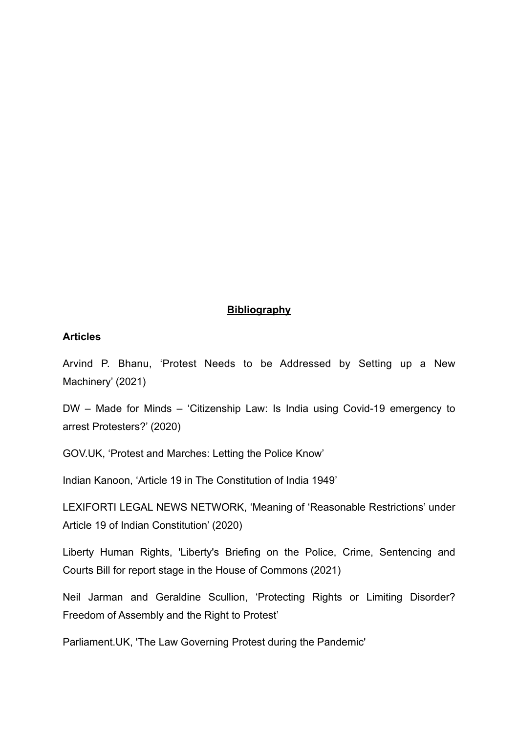## **Bibliography**

### Articles

Arvind P. Bhanu, ‘Protest Needs to be Addressed by Setting up a New Machinery’ (2021)

DW – Made for Minds – ‘Citizenship Law: Is India using Covid-19 emergency to arrest Protesters?’ (2020)

GOV.UK, ‘Protest and Marches: Letting the Police Know’

Indian Kanoon, ‘Article 19 in The Constitution of India 1949’

LEXIFORTI LEGAL NEWS NETWORK, ‘Meaning of ‘Reasonable Restrictions’ under Article 19 of Indian Constitution’ (2020)

Liberty Human Rights, 'Liberty's Briefing on the Police, Crime, Sentencing and Courts Bill for report stage in the House of Commons (2021)

Neil Jarman and Geraldine Scullion, ‘Protecting Rights or Limiting Disorder? Freedom of Assembly and the Right to Protest’

Parliament.UK, 'The Law Governing Protest during the Pandemic'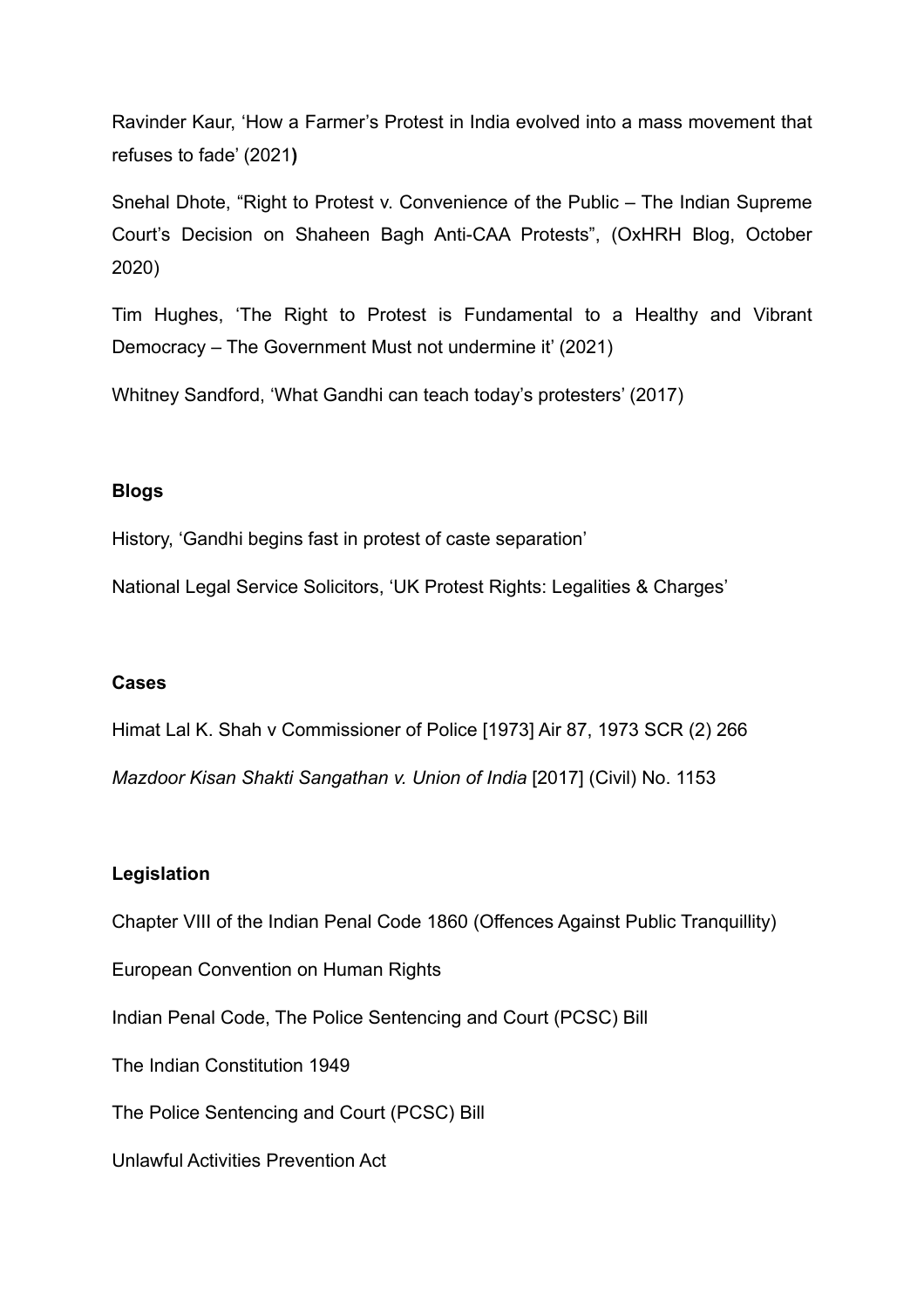Ravinder Kaur, 'How a Farmer's Protest in India evolved into a mass movement that refuses to fade' (2021**)**

Snehal Dhote, "Right to Protest v. Convenience of the Public – The Indian Supreme Court's Decision on Shaheen Bagh Anti-CAA Protests", (OxHRH Blog, October 2020)

Tim Hughes, 'The Right to Protest is Fundamental to a Healthy and Vibrant Democracy – The Government Must not undermine it' (2021)

Whitney Sandford, 'What Gandhi can teach today's protesters' (2017)

**Blogs**

History, 'Gandhi begins fast in protest of caste separation'

National Legal Service Solicitors, 'UK Protest Rights: Legalities & Charges'

**Cases**

Himat Lal K. Shah v Commissioner of Police [1973] Air 87, 1973 SCR (2) 266

*Mazdoor Kisan Shakti Sangathan v. Union of India* [2017] (Civil) No. 1153

**Legislation**

Chapter VIII of the Indian Penal Code 1860 (Offences Against Public Tranquillity)

European Convention on Human Rights

Indian Penal Code, The Police Sentencing and Court (PCSC) Bill

The Indian Constitution 1949

The Police Sentencing and Court (PCSC) Bill

Unlawful Activities Prevention Act